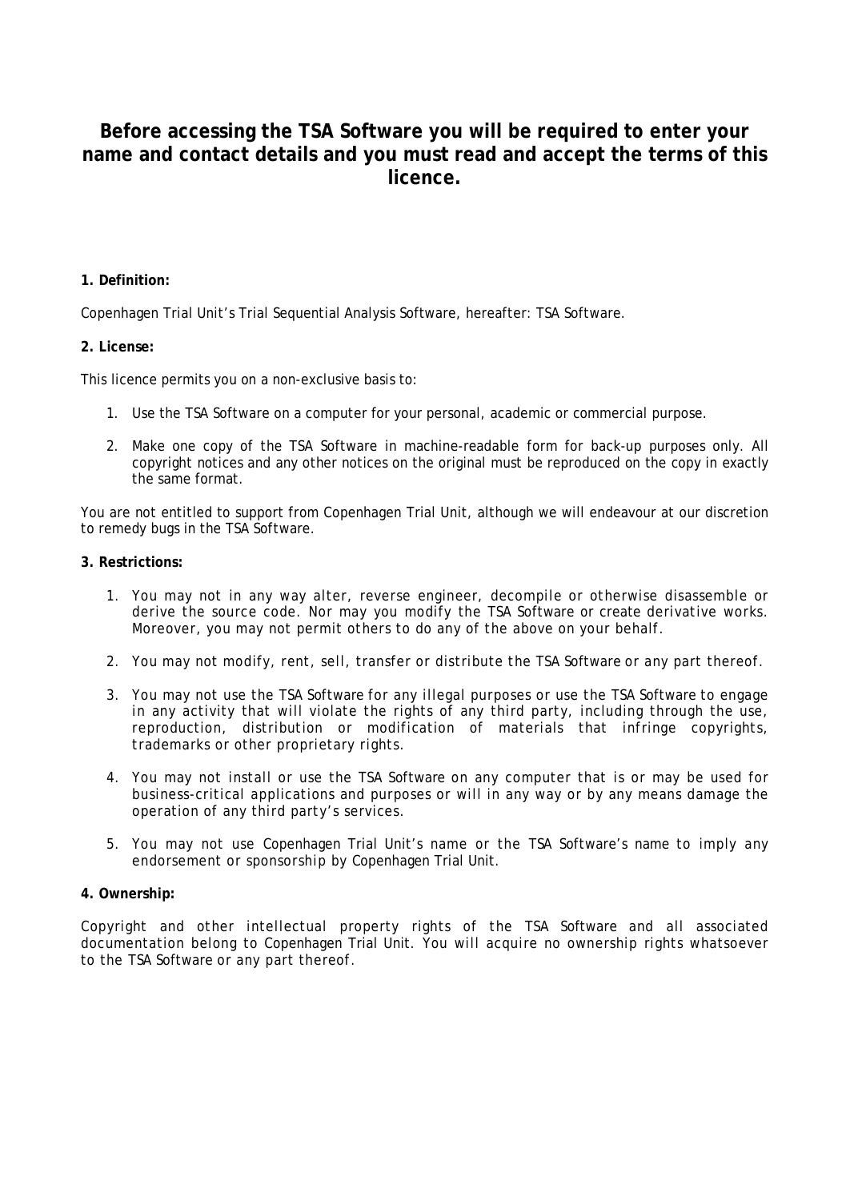# Before accessing the TSA Software you will be required to enter your name and contact details and you must read and accept the terms of this licence.

**1. Definition:**

Copenhagen Trial Unit's Trial Sequential Analysis Software, hereafter: TSA Software.

**2. License:**

This licence permits you on a non-exclusive basis to:

1. Use the TSA Software on a computer for your personal, academic or commercial purpose.
2. Make one copy of the TSA Software in machine-readable form for back-up purposes only. All copyright notices and any other notices on the original must be reproduced on the copy in exactly the same format.

You are not entitled to support from Copenhagen Trial Unit, although we will endeavour at our discretion to remedy bugs in the TSA Software.

**3. Restrictions:**

1. You may not in any way alter, reverse engineer, decompile or otherwise disassemble or derive the source code. Nor may you modify the TSA Software or create derivative works. Moreover, you may not permit others to do any of the above on your behalf.
2. You may not modify, rent, sell, transfer or distribute the TSA Software or any part thereof.
3. You may not use the TSA Software for any illegal purposes or use the TSA Software to engage in any activity that will violate the rights of any third party, including through the use, reproduction, distribution or modification of materials that infringe copyrights, trademarks or other proprietary rights.
4. You may not install or use the TSA Software on any computer that is or may be used for business-critical applications and purposes or will in any way or by any means damage the operation of any third party's services.
5. You may not use Copenhagen Trial Unit's name or the TSA Software's name to imply any endorsement or sponsorship by Copenhagen Trial Unit.

**4. Ownership:**

Copyright and other intellectual property rights of the TSA Software and all associated documentation belong to Copenhagen Trial Unit. You will acquire no ownership rights whatsoever to the TSA Software or any part thereof.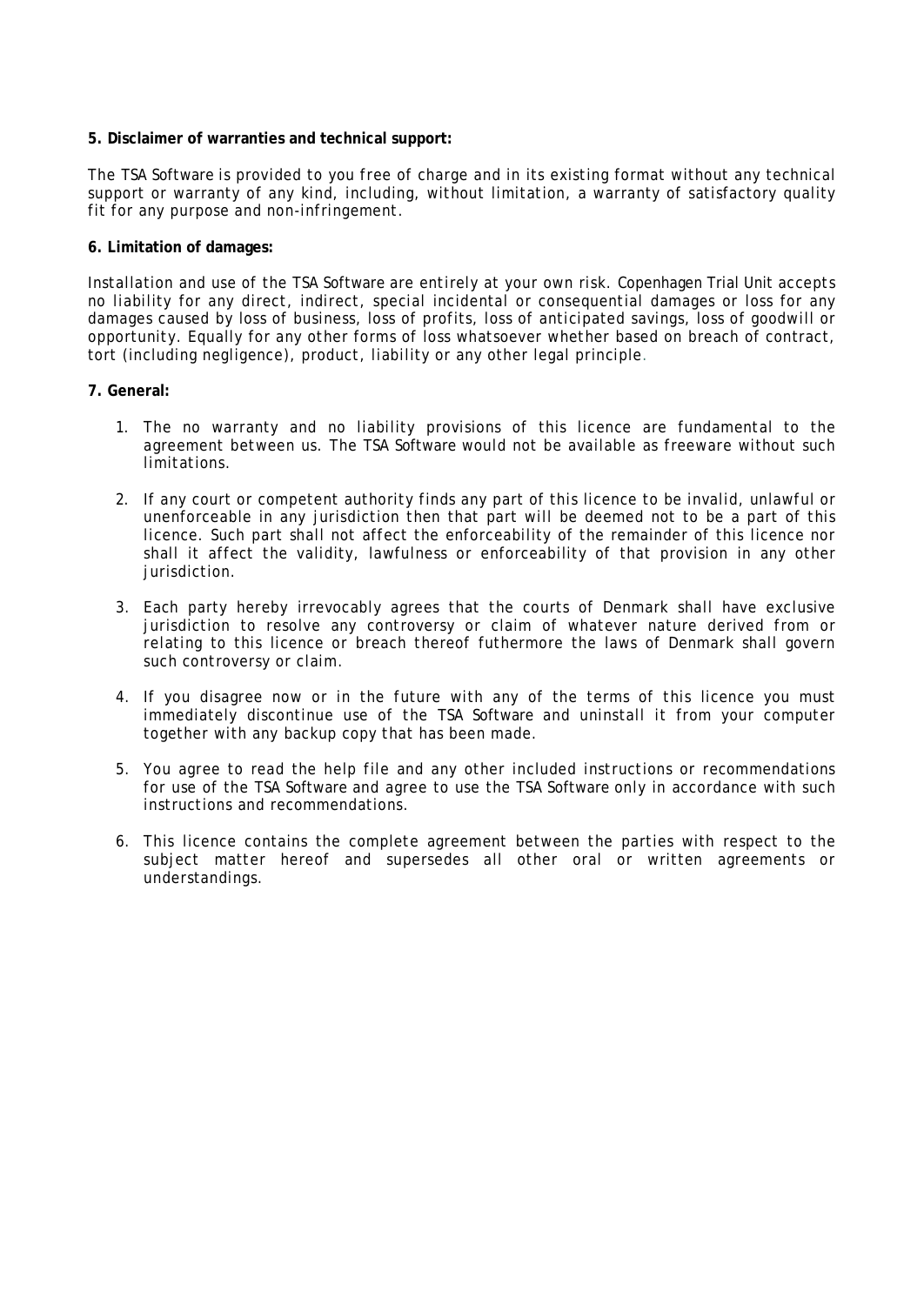**5. Disclaimer of warranties and technical support:**

The TSA Software is provided to you free of charge and in its existing format without any technical support or warranty of any kind, including, without limitation, a warranty of satisfactory quality fit for any purpose and non-infringement.

**6. Limitation of damages:**

Installation and use of the TSA Software are entirely at your own risk. Copenhagen Trial Unit accepts no liability for any direct, indirect, special incidental or consequential damages or loss for any damages caused by loss of business, loss of profits, loss of anticipated savings, loss of goodwill or opportunity. Equally for any other forms of loss whatsoever whether based on breach of contract, tort (including negligence), product, liability or any other legal principle.

**7. General:**

1. The no warranty and no liability provisions of this licence are fundamental to the agreement between us. The TSA Software would not be available as freeware without such limitations.

2. If any court or competent authority finds any part of this licence to be invalid, unlawful or unenforceable in any jurisdiction then that part will be deemed not to be a part of this licence. Such part shall not affect the enforceability of the remainder of this licence nor shall it affect the validity, lawfulness or enforceability of that provision in any other jurisdiction.

3. Each party hereby irrevocably agrees that the courts of Denmark shall have exclusive jurisdiction to resolve any controversy or claim of whatever nature derived from or relating to this licence or breach thereof futhermore the laws of Denmark shall govern such controversy or claim.

4. If you disagree now or in the future with any of the terms of this licence you must immediately discontinue use of the TSA Software and uninstall it from your computer together with any backup copy that has been made.

5. You agree to read the help file and any other included instructions or recommendations for use of the TSA Software and agree to use the TSA Software only in accordance with such instructions and recommendations.

6. This licence contains the complete agreement between the parties with respect to the subject matter hereof and supersedes all other oral or written agreements or understandings.